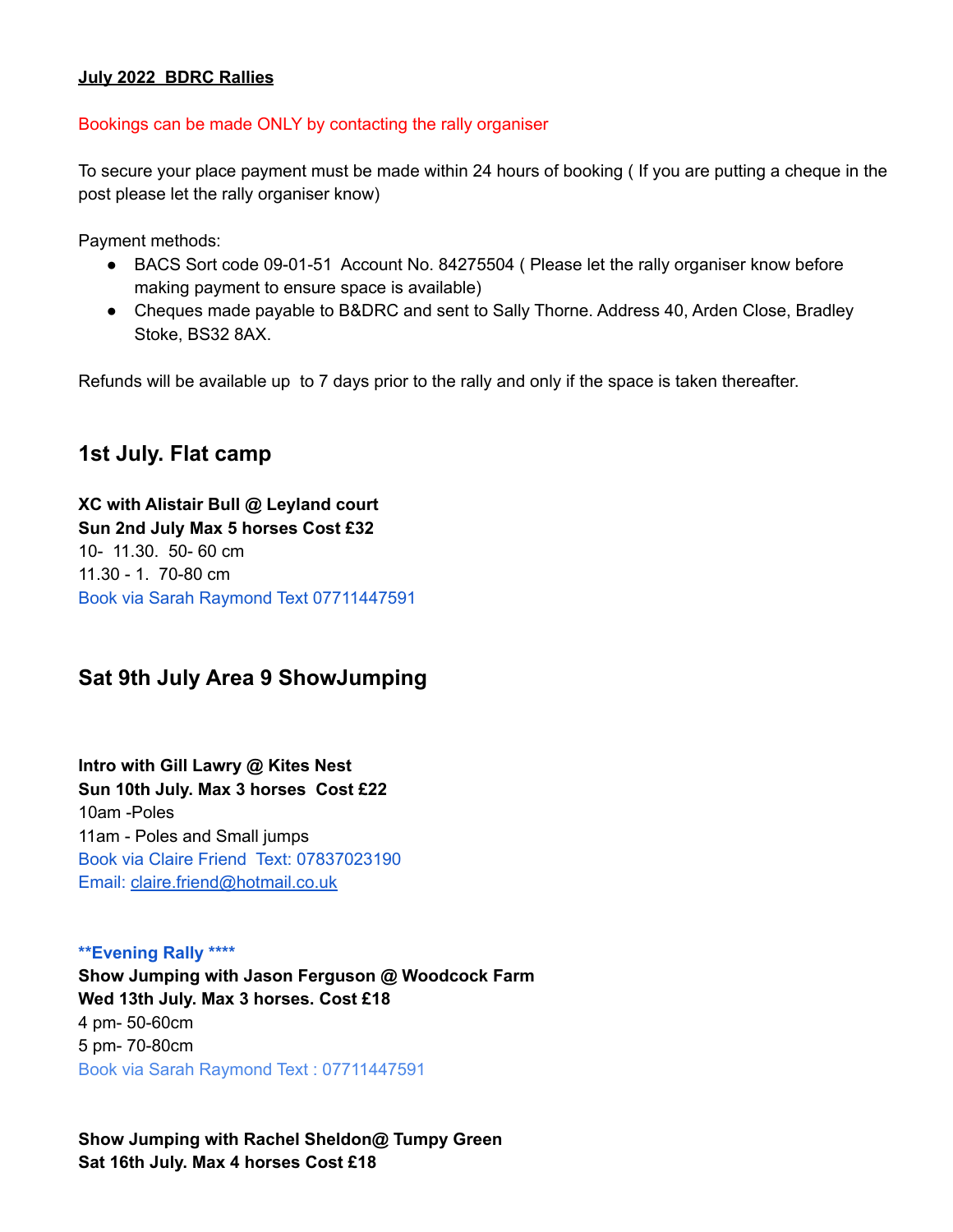**July 2022 BDRC Rallies**

Bookings can be made ONLY by contacting the rally organiser

To secure your place payment must be made within 24 hours of booking ( If you are putting a cheque in the post please let the rally organiser know)

Payment methods:

- BACS Sort code 09-01-51 Account No. 84275504 ( Please let the rally organiser know before making payment to ensure space is available)
- Cheques made payable to B&DRC and sent to Sally Thorne. Address 40, Arden Close, Bradley Stoke, BS32 8AX.

Refunds will be available up to 7 days prior to the rally and only if the space is taken thereafter.

## 1st July. Flat camp

**XC with Alistair Bull @ Leyland court**
**Sun 2nd July Max 5 horses Cost £32**
10- 11.30. 50- 60 cm
11.30 - 1. 70-80 cm
Book via Sarah Raymond Text 07711447591

## Sat 9th July Area 9 ShowJumping

**Intro with Gill Lawry @ Kites Nest**
**Sun 10th July. Max 3 horses Cost £22**
10am -Poles
11am - Poles and Small jumps
Book via Claire Friend Text: 07837023190
Email: claire.friend@hotmail.co.uk

**Evening Rally ******
**Show Jumping with Jason Ferguson @ Woodcock Farm**
**Wed 13th July. Max 3 horses. Cost £18**
4 pm- 50-60cm
5 pm- 70-80cm
Book via Sarah Raymond Text : 07711447591

**Show Jumping with Rachel Sheldon@ Tumpy Green**
**Sat 16th July. Max 4 horses Cost £18**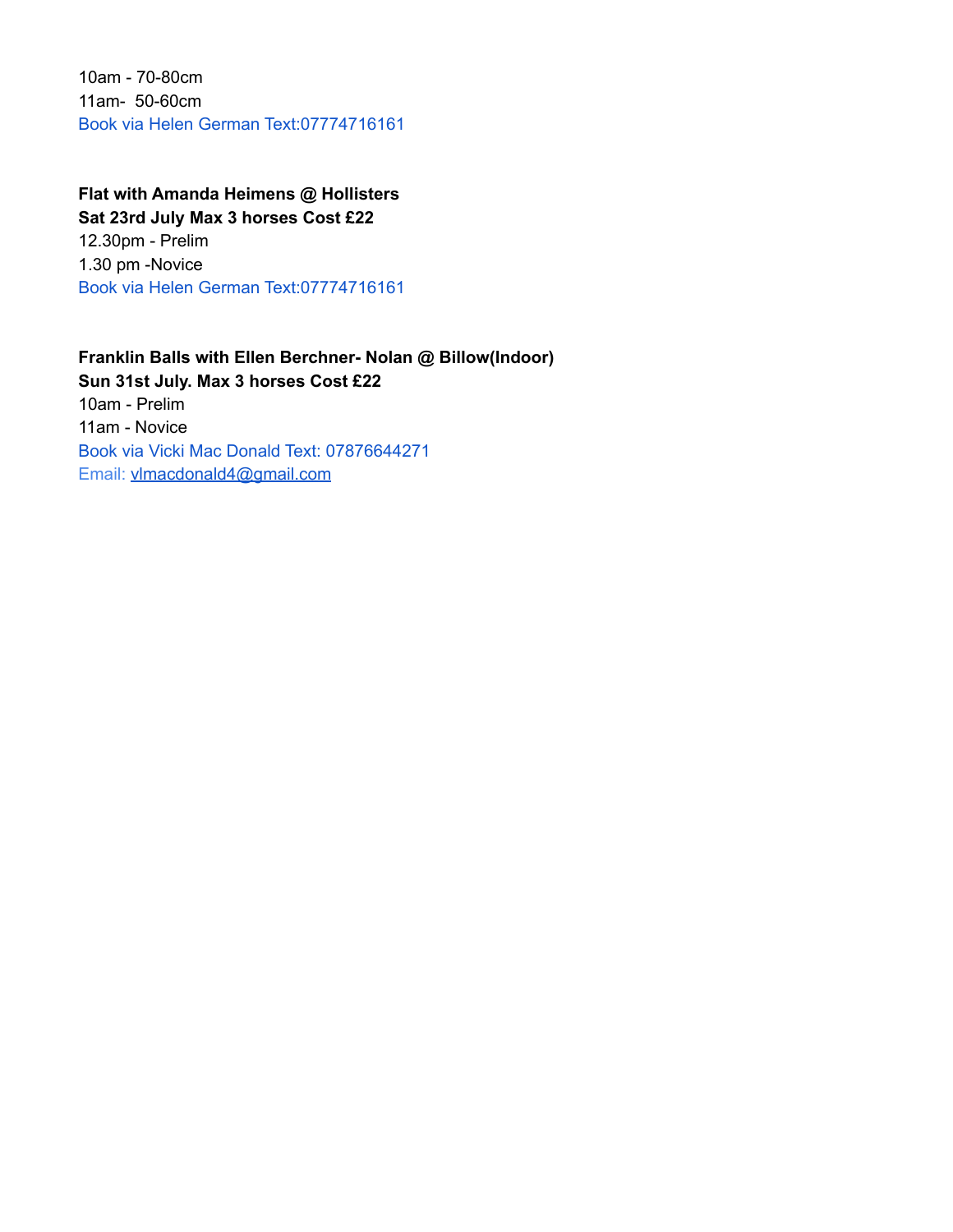10am - 70-80cm
11am- 50-60cm
Book via Helen German Text:07774716161

**Flat with Amanda Heimens @ Hollisters**
**Sat 23rd July Max 3 horses Cost £22**
12.30pm - Prelim
1.30 pm -Novice
Book via Helen German Text:07774716161

**Franklin Balls with Ellen Berchner- Nolan @ Billow(Indoor)**
**Sun 31st July. Max 3 horses Cost £22**
10am - Prelim
11am - Novice
Book via Vicki Mac Donald Text: 07876644271
Email: vlmacdonald4@gmail.com